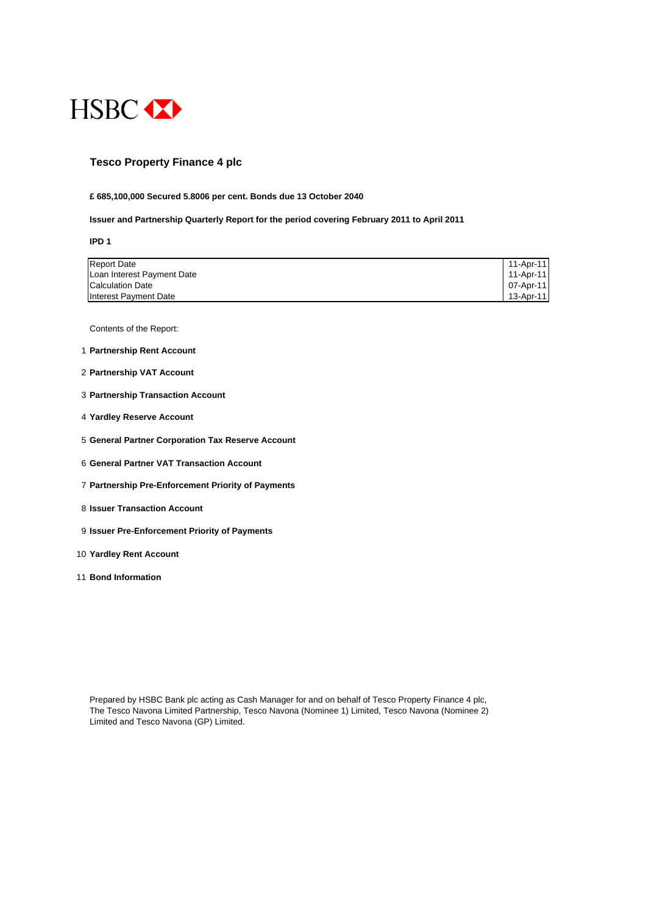HSBC

# Tesco Property Finance 4 plc

**£ 685,100,000 Secured 5.8006 per cent. Bonds due 13 October 2040**

**Issuer and Partnership Quarterly Report for the period covering February 2011 to April 2011**

**IPD 1**

| | |
|---|---|
| Report Date | 11-Apr-11 |
| Loan Interest Payment Date | 11-Apr-11 |
| Calculation Date | 07-Apr-11 |
| Interest Payment Date | 13-Apr-11 |

Contents of the Report:

1. **Partnership Rent Account**
2. **Partnership VAT Account**
3. **Partnership Transaction Account**
4. **Yardley Reserve Account**
5. **General Partner Corporation Tax Reserve Account**
6. **General Partner VAT Transaction Account**
7. **Partnership Pre-Enforcement Priority of Payments**
8. **Issuer Transaction Account**
9. **Issuer Pre-Enforcement Priority of Payments**
10. **Yardley Rent Account**
11. **Bond Information**

Prepared by HSBC Bank plc acting as Cash Manager for and on behalf of Tesco Property Finance 4 plc, The Tesco Navona Limited Partnership, Tesco Navona (Nominee 1) Limited, Tesco Navona (Nominee 2) Limited and Tesco Navona (GP) Limited.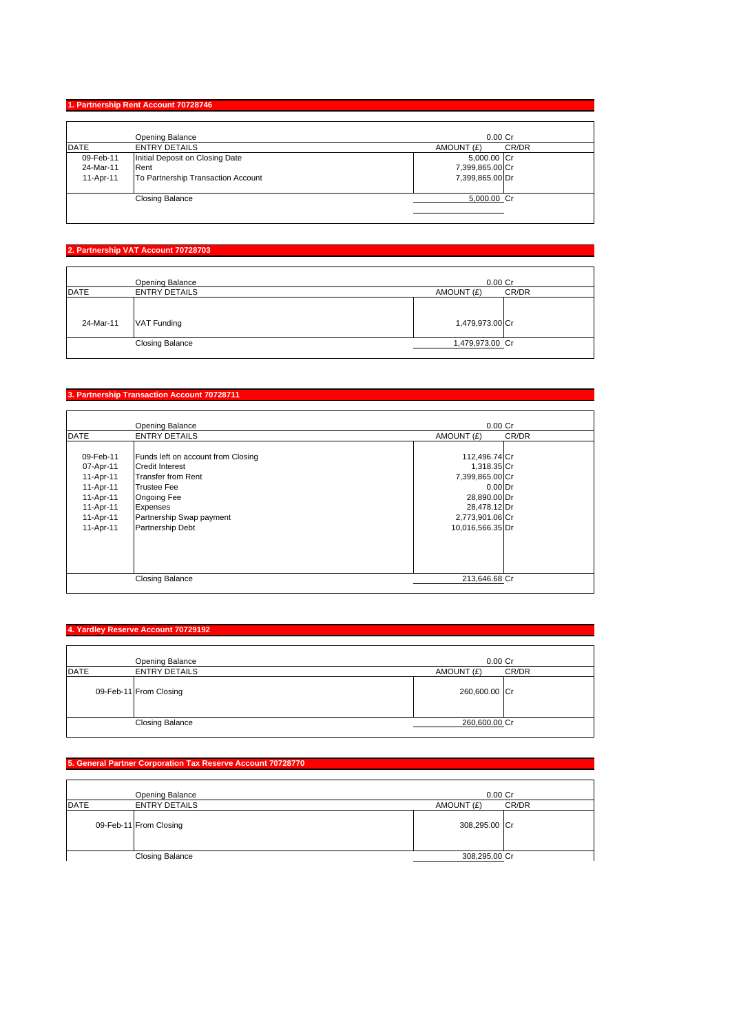## 1. Partnership Rent Account 70728746

| DATE | ENTRY DETAILS | AMOUNT (£) | CR/DR |
|---|---|---|---|
| | Opening Balance | 0.00 | Cr |
| 09-Feb-11 | Initial Deposit on Closing Date | 5,000.00 | Cr |
| 24-Mar-11 | Rent | 7,399,865.00 | Cr |
| 11-Apr-11 | To Partnership Transaction Account | 7,399,865.00 | Dr |
| | Closing Balance | 5,000.00 | Cr |

## 2. Partnership VAT Account 70728703

| DATE | ENTRY DETAILS | AMOUNT (£) | CR/DR |
|---|---|---|---|
| | Opening Balance | 0.00 | Cr |
| 24-Mar-11 | VAT Funding | 1,479,973.00 | Cr |
| | Closing Balance | 1,479,973.00 | Cr |

## 3. Partnership Transaction Account 70728711

| DATE | ENTRY DETAILS | AMOUNT (£) | CR/DR |
|---|---|---|---|
| | Opening Balance | 0.00 | Cr |
| 09-Feb-11 | Funds left on account from Closing | 112,496.74 | Cr |
| 07-Apr-11 | Credit Interest | 1,318.35 | Cr |
| 11-Apr-11 | Transfer from Rent | 7,399,865.00 | Cr |
| 11-Apr-11 | Trustee Fee | 0.00 | Dr |
| 11-Apr-11 | Ongoing Fee | 28,890.00 | Dr |
| 11-Apr-11 | Expenses | 28,478.12 | Dr |
| 11-Apr-11 | Partnership Swap payment | 2,773,901.06 | Cr |
| 11-Apr-11 | Partnership Debt | 10,016,566.35 | Dr |
| | Closing Balance | 213,646.68 | Cr |

## 4. Yardley Reserve Account 70729192

| DATE | ENTRY DETAILS | AMOUNT (£) | CR/DR |
|---|---|---|---|
| | Opening Balance | 0.00 | Cr |
| 09-Feb-11 | From Closing | 260,600.00 | Cr |
| | Closing Balance | 260,600.00 | Cr |

## 5. General Partner Corporation Tax Reserve Account 70728770

| DATE | ENTRY DETAILS | AMOUNT (£) | CR/DR |
|---|---|---|---|
| | Opening Balance | 0.00 | Cr |
| 09-Feb-11 | From Closing | 308,295.00 | Cr |
| | Closing Balance | 308,295.00 | Cr |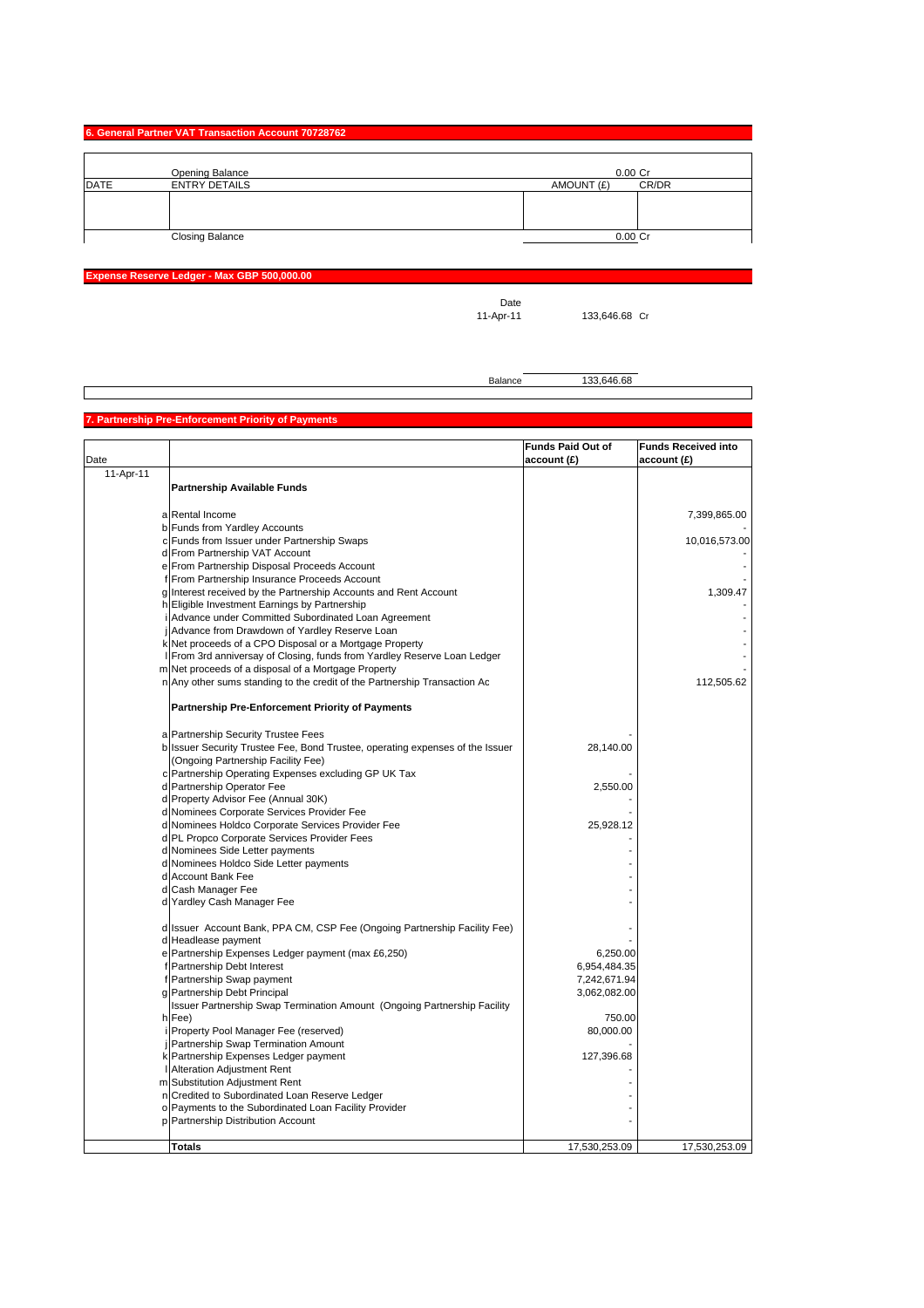## 6. General Partner VAT Transaction Account 70728762

| DATE | ENTRY DETAILS | AMOUNT (£) | CR/DR |
|---|---|---|---|
| | Opening Balance | 0.00 | Cr |
| | | | |
| | Closing Balance | 0.00 | Cr |

## Expense Reserve Ledger - Max GBP 500,000.00

| Date | | |
|---|---|---|
| 11-Apr-11 | 133,646.68 | Cr |
| Balance | 133,646.68 | |

## 7. Partnership Pre-Enforcement Priority of Payments

| Date | | | Funds Paid Out of account (£) | Funds Received into account (£) |
|---|---|---|---|---|
| 11-Apr-11 | | **Partnership Available Funds** | | |
| | a | Rental Income | | 7,399,865.00 |
| | b | Funds from Yardley Accounts | | - |
| | c | Funds from Issuer under Partnership Swaps | | 10,016,573.00 |
| | d | From Partnership VAT Account | | - |
| | e | From Partnership Disposal Proceeds Account | | - |
| | f | From Partnership Insurance Proceeds Account | | - |
| | g | Interest received by the Partnership Accounts and Rent Account | | 1,309.47 |
| | h | Eligible Investment Earnings by Partnership | | - |
| | i | Advance under Committed Subordinated Loan Agreement | | - |
| | j | Advance from Drawdown of Yardley Reserve Loan | | - |
| | k | Net proceeds of a CPO Disposal or a Mortgage Property | | - |
| | l | From 3rd anniversary of Closing, funds from Yardley Reserve Loan Ledger | | - |
| | m | Net proceeds of a disposal of a Mortgage Property | | - |
| | n | Any other sums standing to the credit of the Partnership Transaction Ac | | 112,505.62 |
| | | **Partnership Pre-Enforcement Priority of Payments** | | |
| | a | Partnership Security Trustee Fees | - | |
| | b | Issuer Security Trustee Fee, Bond Trustee, operating expenses of the Issuer (Ongoing Partnership Facility Fee) | 28,140.00 | |
| | c | Partnership Operating Expenses excluding GP UK Tax | - | |
| | d | Partnership Operator Fee | 2,550.00 | |
| | d | Property Advisor Fee (Annual 30K) | - | |
| | d | Nominees Corporate Services Provider Fee | - | |
| | d | Nominees Holdco Corporate Services Provider Fee | 25,928.12 | |
| | d | PL Propco Corporate Services Provider Fees | - | |
| | d | Nominees Side Letter payments | - | |
| | d | Nominees Holdco Side Letter payments | - | |
| | d | Account Bank Fee | - | |
| | d | Cash Manager Fee | - | |
| | d | Yardley Cash Manager Fee | - | |
| | d | Issuer Account Bank, PPA CM, CSP Fee (Ongoing Partnership Facility Fee) | - | |
| | d | Headlease payment | - | |
| | e | Partnership Expenses Ledger payment (max £6,250) | 6,250.00 | |
| | f | Partnership Debt Interest | 6,954,484.35 | |
| | f | Partnership Swap payment | 7,242,671.94 | |
| | g | Partnership Debt Principal | 3,062,082.00 | |
| | h | Issuer Partnership Swap Termination Amount (Ongoing Partnership Facility Fee) | 750.00 | |
| | i | Property Pool Manager Fee (reserved) | 80,000.00 | |
| | j | Partnership Swap Termination Amount | - | |
| | k | Partnership Expenses Ledger payment | 127,396.68 | |
| | l | Alteration Adjustment Rent | - | |
| | m | Substitution Adjustment Rent | - | |
| | n | Credited to Subordinated Loan Reserve Ledger | - | |
| | o | Payments to the Subordinated Loan Facility Provider | - | |
| | p | Partnership Distribution Account | - | |
| | | **Totals** | 17,530,253.09 | 17,530,253.09 |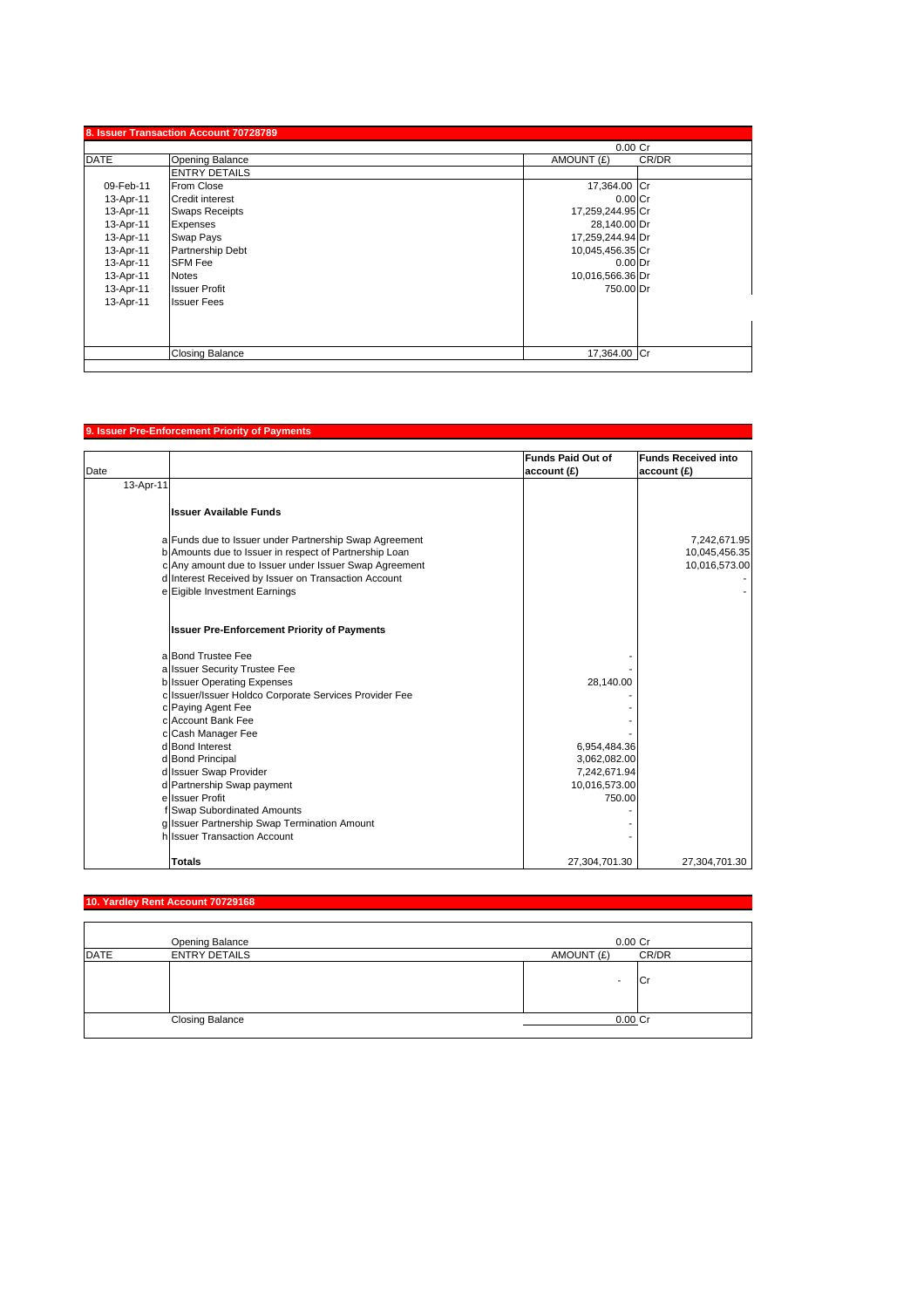## 8. Issuer Transaction Account 70728789

| DATE | | AMOUNT (£) | CR/DR |
|---|---|---|---|
| | Opening Balance | 0.00 | Cr |
| | ENTRY DETAILS | | |
| 09-Feb-11 | From Close | 17,364.00 | Cr |
| 13-Apr-11 | Credit interest | 0.00 | Cr |
| 13-Apr-11 | Swaps Receipts | 17,259,244.95 | Cr |
| 13-Apr-11 | Expenses | 28,140.00 | Dr |
| 13-Apr-11 | Swap Pays | 17,259,244.94 | Dr |
| 13-Apr-11 | Partnership Debt | 10,045,456.35 | Cr |
| 13-Apr-11 | SFM Fee | 0.00 | Dr |
| 13-Apr-11 | Notes | 10,016,566.36 | Dr |
| 13-Apr-11 | Issuer Profit | 750.00 | Dr |
| 13-Apr-11 | Issuer Fees | | |
| | Closing Balance | 17,364.00 | Cr |

## 9. Issuer Pre-Enforcement Priority of Payments

| Date | | | Funds Paid Out of account (£) | Funds Received into account (£) |
|---|---|---|---|---|
| 13-Apr-11 | | | | |
| | | **Issuer Available Funds** | | |
| | a | Funds due to Issuer under Partnership Swap Agreement | | 7,242,671.95 |
| | b | Amounts due to Issuer in respect of Partnership Loan | | 10,045,456.35 |
| | c | Any amount due to Issuer under Issuer Swap Agreement | | 10,016,573.00 |
| | d | Interest Received by Issuer on Transaction Account | | - |
| | e | Eigible Investment Earnings | | - |
| | | **Issuer Pre-Enforcement Priority of Payments** | | |
| | a | Bond Trustee Fee | - | |
| | a | Issuer Security Trustee Fee | - | |
| | b | Issuer Operating Expenses | 28,140.00 | |
| | c | Issuer/Issuer Holdco Corporate Services Provider Fee | - | |
| | c | Paying Agent Fee | - | |
| | c | Account Bank Fee | - | |
| | c | Cash Manager Fee | - | |
| | d | Bond Interest | 6,954,484.36 | |
| | d | Bond Principal | 3,062,082.00 | |
| | d | Issuer Swap Provider | 7,242,671.94 | |
| | d | Partnership Swap payment | 10,016,573.00 | |
| | e | Issuer Profit | 750.00 | |
| | f | Swap Subordinated Amounts | - | |
| | g | Issuer Partnership Swap Termination Amount | - | |
| | h | Issuer Transaction Account | - | |
| | | **Totals** | 27,304,701.30 | 27,304,701.30 |

## 10. Yardley Rent Account 70729168

| DATE | | AMOUNT (£) | CR/DR |
|---|---|---|---|
| | Opening Balance | 0.00 | Cr |
| | ENTRY DETAILS | | |
| | | - | Cr |
| | Closing Balance | 0.00 | Cr |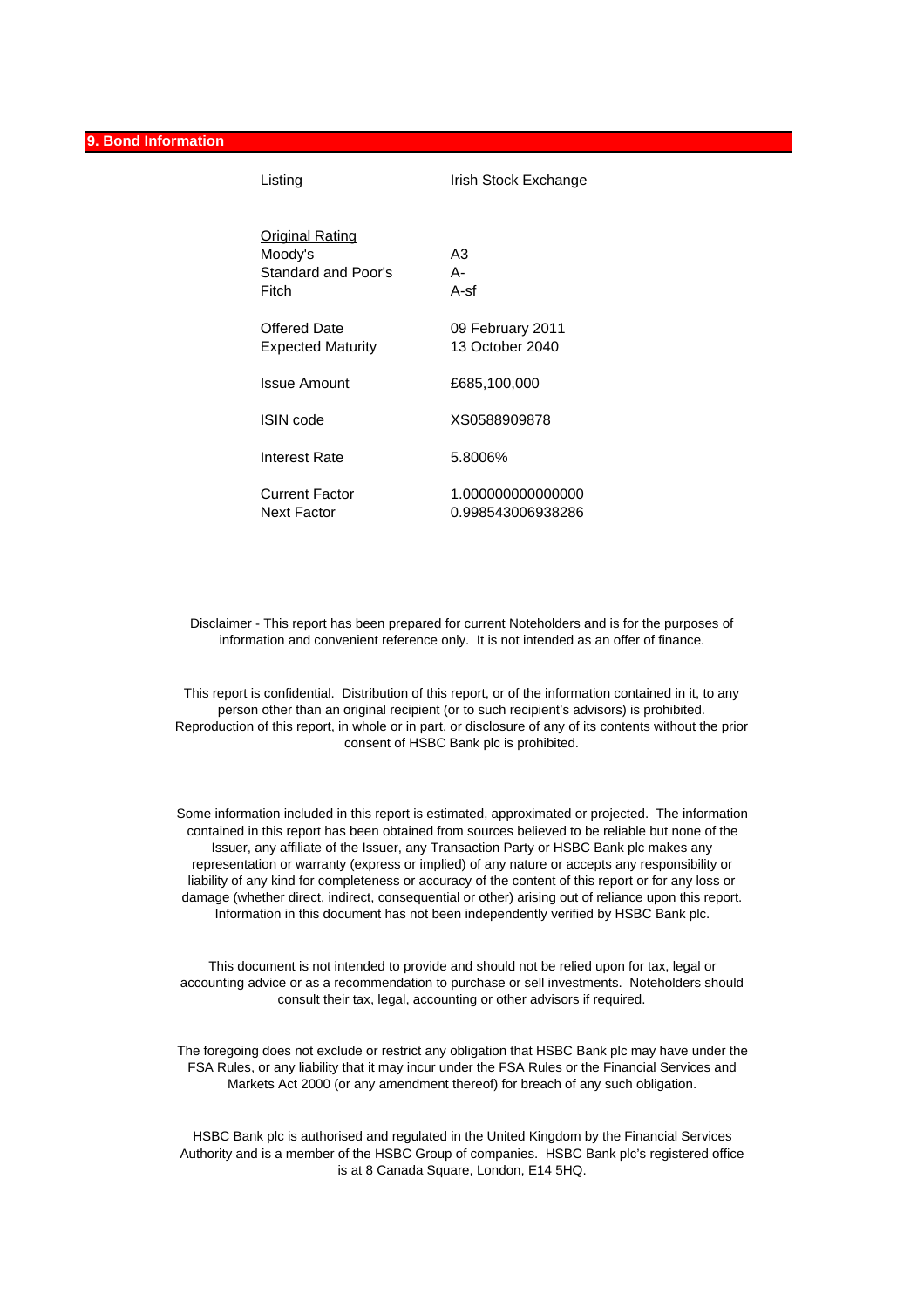## 9. Bond Information

| | |
|---|---|
| Listing | Irish Stock Exchange |
| Original Rating | |
| Moody's | A3 |
| Standard and Poor's | A- |
| Fitch | A-sf |
| Offered Date | 09 February 2011 |
| Expected Maturity | 13 October 2040 |
| Issue Amount | £685,100,000 |
| ISIN code | XS0588909878 |
| Interest Rate | 5.8006% |
| Current Factor | 1.000000000000000 |
| Next Factor | 0.998543006938286 |

Disclaimer - This report has been prepared for current Noteholders and is for the purposes of information and convenient reference only. It is not intended as an offer of finance.

This report is confidential. Distribution of this report, or of the information contained in it, to any person other than an original recipient (or to such recipient's advisors) is prohibited. Reproduction of this report, in whole or in part, or disclosure of any of its contents without the prior consent of HSBC Bank plc is prohibited.

Some information included in this report is estimated, approximated or projected. The information contained in this report has been obtained from sources believed to be reliable but none of the Issuer, any affiliate of the Issuer, any Transaction Party or HSBC Bank plc makes any representation or warranty (express or implied) of any nature or accepts any responsibility or liability of any kind for completeness or accuracy of the content of this report or for any loss or damage (whether direct, indirect, consequential or other) arising out of reliance upon this report. Information in this document has not been independently verified by HSBC Bank plc.

This document is not intended to provide and should not be relied upon for tax, legal or accounting advice or as a recommendation to purchase or sell investments. Noteholders should consult their tax, legal, accounting or other advisors if required.

The foregoing does not exclude or restrict any obligation that HSBC Bank plc may have under the FSA Rules, or any liability that it may incur under the FSA Rules or the Financial Services and Markets Act 2000 (or any amendment thereof) for breach of any such obligation.

HSBC Bank plc is authorised and regulated in the United Kingdom by the Financial Services Authority and is a member of the HSBC Group of companies. HSBC Bank plc's registered office is at 8 Canada Square, London, E14 5HQ.